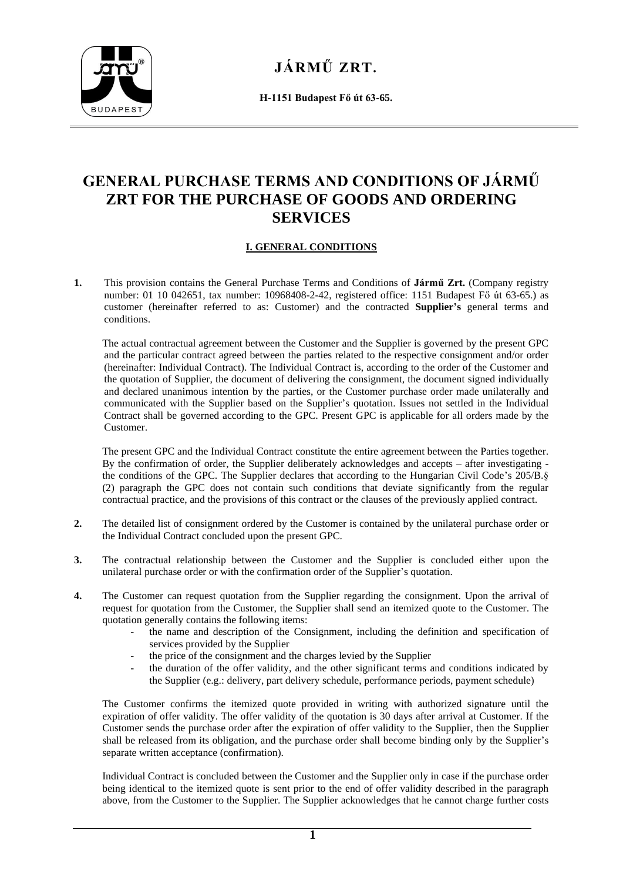# JÁRMŰ ZRT.

**H-1151 Budapest Fő út 63-65.**

# GENERAL PURCHASE TERMS AND CONDITIONS OF JÁRMŰ ZRT FOR THE PURCHASE OF GOODS AND ORDERING SERVICES

## I. GENERAL CONDITIONS

**1.** This provision contains the General Purchase Terms and Conditions of **Jármű Zrt.** (Company registry number: 01 10 042651, tax number: 10968408-2-42, registered office: 1151 Budapest Fő út 63-65.) as customer (hereinafter referred to as: Customer) and the contracted **Supplier's** general terms and conditions.

The actual contractual agreement between the Customer and the Supplier is governed by the present GPC and the particular contract agreed between the parties related to the respective consignment and/or order (hereinafter: Individual Contract). The Individual Contract is, according to the order of the Customer and the quotation of Supplier, the document of delivering the consignment, the document signed individually and declared unanimous intention by the parties, or the Customer purchase order made unilaterally and communicated with the Supplier based on the Supplier's quotation. Issues not settled in the Individual Contract shall be governed according to the GPC. Present GPC is applicable for all orders made by the Customer.

The present GPC and the Individual Contract constitute the entire agreement between the Parties together. By the confirmation of order, the Supplier deliberately acknowledges and accepts – after investigating - the conditions of the GPC. The Supplier declares that according to the Hungarian Civil Code's 205/B.§ (2) paragraph the GPC does not contain such conditions that deviate significantly from the regular contractual practice, and the provisions of this contract or the clauses of the previously applied contract.

**2.** The detailed list of consignment ordered by the Customer is contained by the unilateral purchase order or the Individual Contract concluded upon the present GPC.

**3.** The contractual relationship between the Customer and the Supplier is concluded either upon the unilateral purchase order or with the confirmation order of the Supplier's quotation.

**4.** The Customer can request quotation from the Supplier regarding the consignment. Upon the arrival of request for quotation from the Customer, the Supplier shall send an itemized quote to the Customer. The quotation generally contains the following items:

- the name and description of the Consignment, including the definition and specification of services provided by the Supplier
- the price of the consignment and the charges levied by the Supplier
- the duration of the offer validity, and the other significant terms and conditions indicated by the Supplier (e.g.: delivery, part delivery schedule, performance periods, payment schedule)

The Customer confirms the itemized quote provided in writing with authorized signature until the expiration of offer validity. The offer validity of the quotation is 30 days after arrival at Customer. If the Customer sends the purchase order after the expiration of offer validity to the Supplier, then the Supplier shall be released from its obligation, and the purchase order shall become binding only by the Supplier's separate written acceptance (confirmation).

Individual Contract is concluded between the Customer and the Supplier only in case if the purchase order being identical to the itemized quote is sent prior to the end of offer validity described in the paragraph above, from the Customer to the Supplier. The Supplier acknowledges that he cannot charge further costs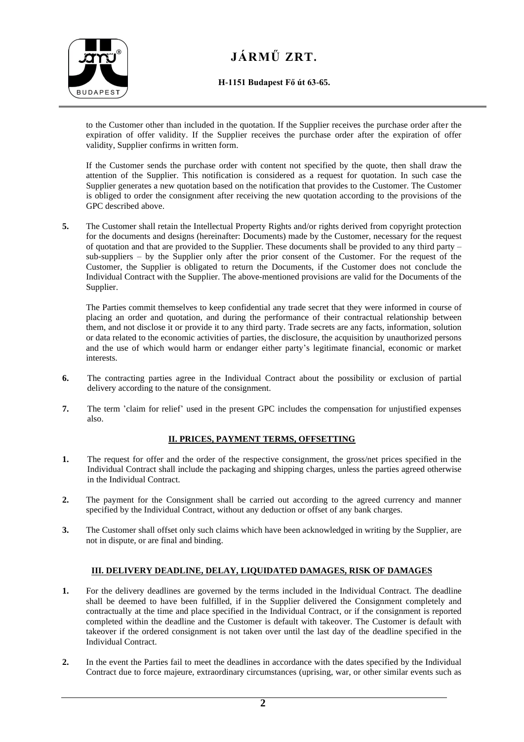to the Customer other than included in the quotation. If the Supplier receives the purchase order after the expiration of offer validity. If the Supplier receives the purchase order after the expiration of offer validity, Supplier confirms in written form.

If the Customer sends the purchase order with content not specified by the quote, then shall draw the attention of the Supplier. This notification is considered as a request for quotation. In such case the Supplier generates a new quotation based on the notification that provides to the Customer. The Customer is obliged to order the consignment after receiving the new quotation according to the provisions of the GPC described above.

**5.** The Customer shall retain the Intellectual Property Rights and/or rights derived from copyright protection for the documents and designs (hereinafter: Documents) made by the Customer, necessary for the request of quotation and that are provided to the Supplier. These documents shall be provided to any third party – sub-suppliers – by the Supplier only after the prior consent of the Customer. For the request of the Customer, the Supplier is obligated to return the Documents, if the Customer does not conclude the Individual Contract with the Supplier. The above-mentioned provisions are valid for the Documents of the Supplier.

The Parties commit themselves to keep confidential any trade secret that they were informed in course of placing an order and quotation, and during the performance of their contractual relationship between them, and not disclose it or provide it to any third party. Trade secrets are any facts, information, solution or data related to the economic activities of parties, the disclosure, the acquisition by unauthorized persons and the use of which would harm or endanger either party's legitimate financial, economic or market interests.

**6.** The contracting parties agree in the Individual Contract about the possibility or exclusion of partial delivery according to the nature of the consignment.

**7.** The term 'claim for relief' used in the present GPC includes the compensation for unjustified expenses also.

## II. PRICES, PAYMENT TERMS, OFFSETTING

**1.** The request for offer and the order of the respective consignment, the gross/net prices specified in the Individual Contract shall include the packaging and shipping charges, unless the parties agreed otherwise in the Individual Contract.

**2.** The payment for the Consignment shall be carried out according to the agreed currency and manner specified by the Individual Contract, without any deduction or offset of any bank charges.

**3.** The Customer shall offset only such claims which have been acknowledged in writing by the Supplier, are not in dispute, or are final and binding.

## III. DELIVERY DEADLINE, DELAY, LIQUIDATED DAMAGES, RISK OF DAMAGES

**1.** For the delivery deadlines are governed by the terms included in the Individual Contract. The deadline shall be deemed to have been fulfilled, if in the Supplier delivered the Consignment completely and contractually at the time and place specified in the Individual Contract, or if the consignment is reported completed within the deadline and the Customer is default with takeover. The Customer is default with takeover if the ordered consignment is not taken over until the last day of the deadline specified in the Individual Contract.

**2.** In the event the Parties fail to meet the deadlines in accordance with the dates specified by the Individual Contract due to force majeure, extraordinary circumstances (uprising, war, or other similar events such as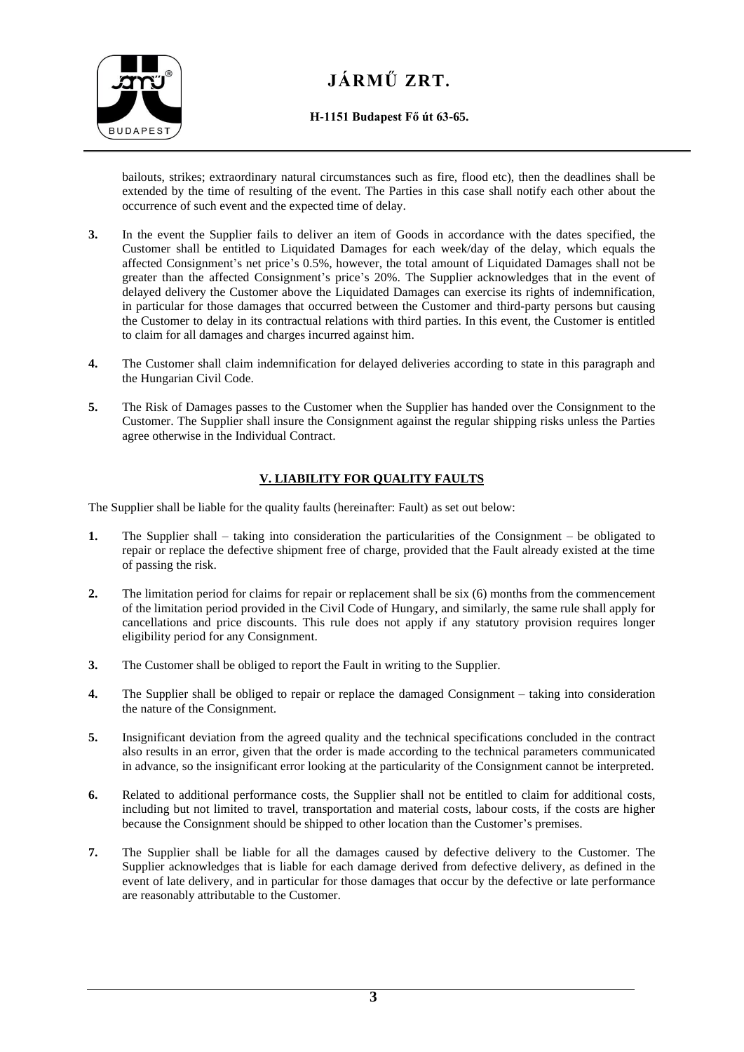bailouts, strikes; extraordinary natural circumstances such as fire, flood etc), then the deadlines shall be extended by the time of resulting of the event. The Parties in this case shall notify each other about the occurrence of such event and the expected time of delay.

**3.** In the event the Supplier fails to deliver an item of Goods in accordance with the dates specified, the Customer shall be entitled to Liquidated Damages for each week/day of the delay, which equals the affected Consignment's net price's 0.5%, however, the total amount of Liquidated Damages shall not be greater than the affected Consignment's price's 20%. The Supplier acknowledges that in the event of delayed delivery the Customer above the Liquidated Damages can exercise its rights of indemnification, in particular for those damages that occurred between the Customer and third-party persons but causing the Customer to delay in its contractual relations with third parties. In this event, the Customer is entitled to claim for all damages and charges incurred against him.

**4.** The Customer shall claim indemnification for delayed deliveries according to state in this paragraph and the Hungarian Civil Code.

**5.** The Risk of Damages passes to the Customer when the Supplier has handed over the Consignment to the Customer. The Supplier shall insure the Consignment against the regular shipping risks unless the Parties agree otherwise in the Individual Contract.

## V. LIABILITY FOR QUALITY FAULTS

The Supplier shall be liable for the quality faults (hereinafter: Fault) as set out below:

**1.** The Supplier shall – taking into consideration the particularities of the Consignment – be obligated to repair or replace the defective shipment free of charge, provided that the Fault already existed at the time of passing the risk.

**2.** The limitation period for claims for repair or replacement shall be six (6) months from the commencement of the limitation period provided in the Civil Code of Hungary, and similarly, the same rule shall apply for cancellations and price discounts. This rule does not apply if any statutory provision requires longer eligibility period for any Consignment.

**3.** The Customer shall be obliged to report the Fault in writing to the Supplier.

**4.** The Supplier shall be obliged to repair or replace the damaged Consignment – taking into consideration the nature of the Consignment.

**5.** Insignificant deviation from the agreed quality and the technical specifications concluded in the contract also results in an error, given that the order is made according to the technical parameters communicated in advance, so the insignificant error looking at the particularity of the Consignment cannot be interpreted.

**6.** Related to additional performance costs, the Supplier shall not be entitled to claim for additional costs, including but not limited to travel, transportation and material costs, labour costs, if the costs are higher because the Consignment should be shipped to other location than the Customer's premises.

**7.** The Supplier shall be liable for all the damages caused by defective delivery to the Customer. The Supplier acknowledges that is liable for each damage derived from defective delivery, as defined in the event of late delivery, and in particular for those damages that occur by the defective or late performance are reasonably attributable to the Customer.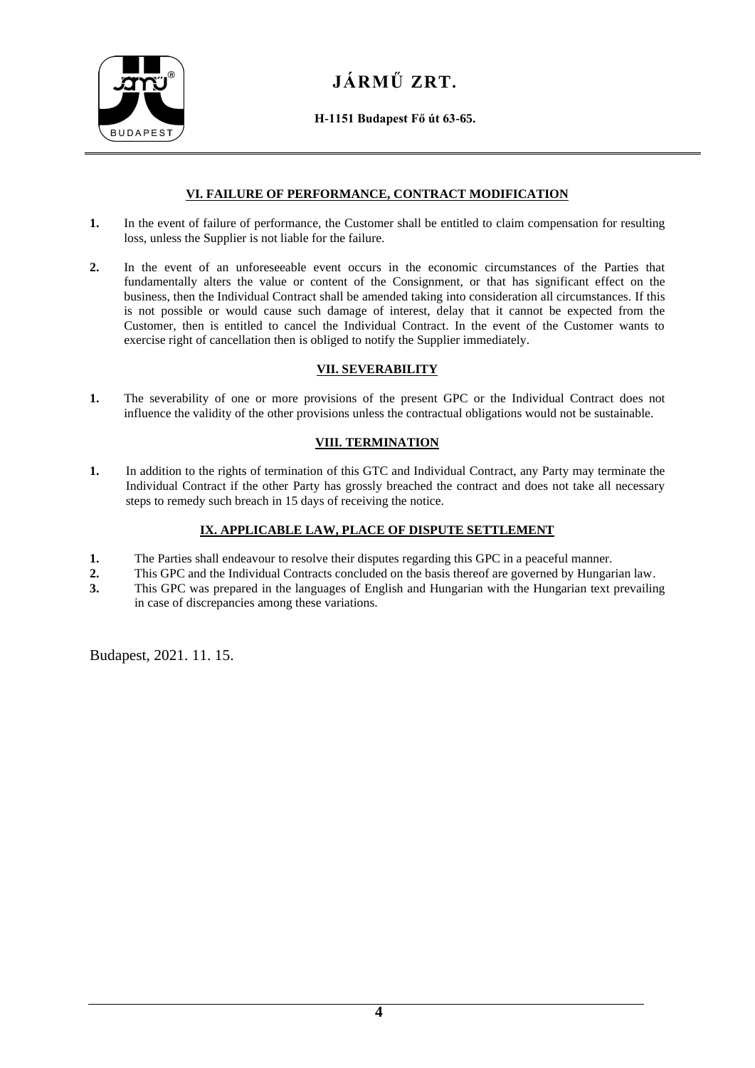## VI. FAILURE OF PERFORMANCE, CONTRACT MODIFICATION

**1.** In the event of failure of performance, the Customer shall be entitled to claim compensation for resulting loss, unless the Supplier is not liable for the failure.

**2.** In the event of an unforeseeable event occurs in the economic circumstances of the Parties that fundamentally alters the value or content of the Consignment, or that has significant effect on the business, then the Individual Contract shall be amended taking into consideration all circumstances. If this is not possible or would cause such damage of interest, delay that it cannot be expected from the Customer, then is entitled to cancel the Individual Contract. In the event of the Customer wants to exercise right of cancellation then is obliged to notify the Supplier immediately.

## VII. SEVERABILITY

**1.** The severability of one or more provisions of the present GPC or the Individual Contract does not influence the validity of the other provisions unless the contractual obligations would not be sustainable.

## VIII. TERMINATION

**1.** In addition to the rights of termination of this GTC and Individual Contract, any Party may terminate the Individual Contract if the other Party has grossly breached the contract and does not take all necessary steps to remedy such breach in 15 days of receiving the notice.

## IX. APPLICABLE LAW, PLACE OF DISPUTE SETTLEMENT

**1.** The Parties shall endeavour to resolve their disputes regarding this GPC in a peaceful manner.
**2.** This GPC and the Individual Contracts concluded on the basis thereof are governed by Hungarian law.
**3.** This GPC was prepared in the languages of English and Hungarian with the Hungarian text prevailing in case of discrepancies among these variations.

Budapest, 2021. 11. 15.